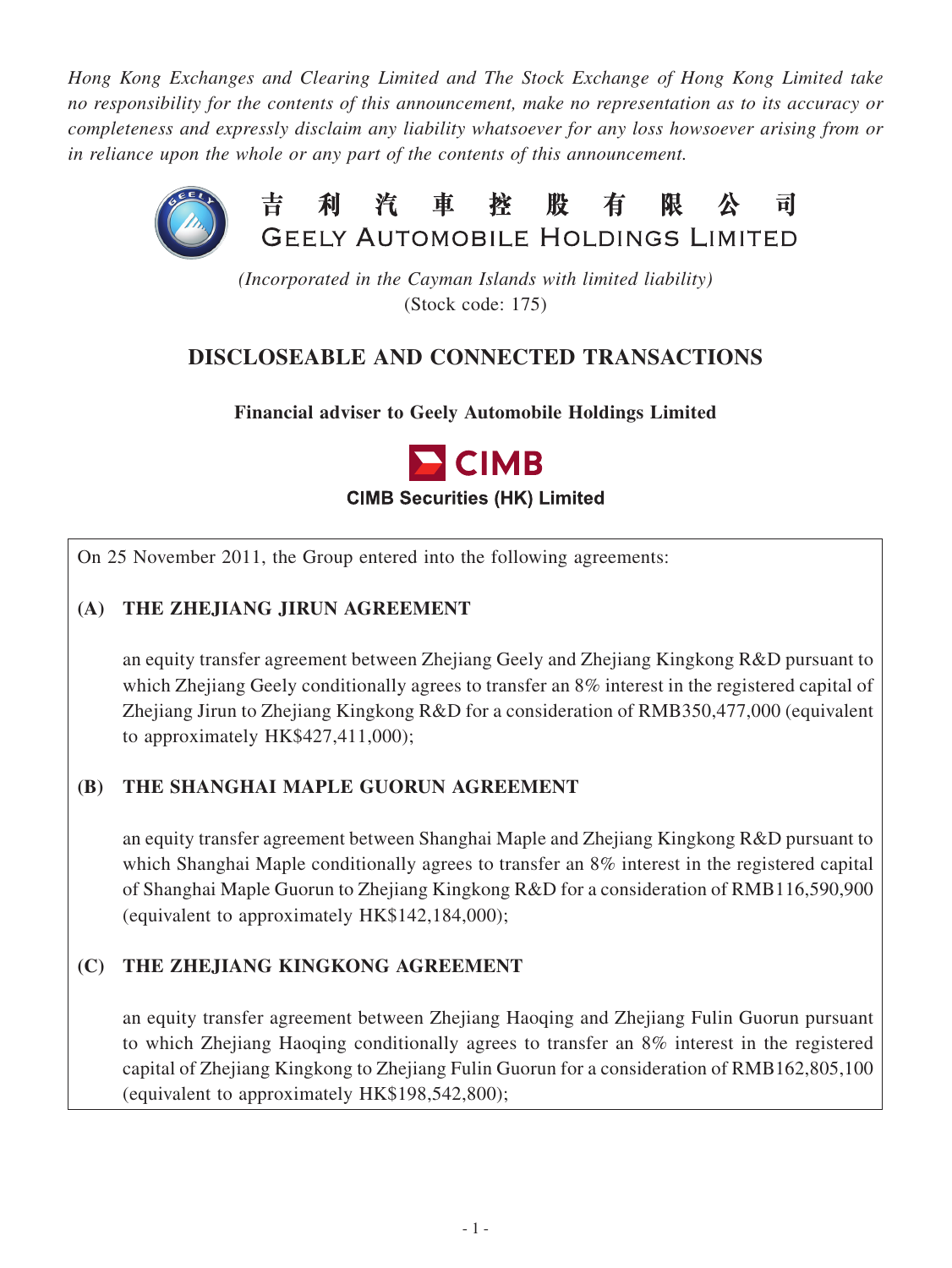*Hong Kong Exchanges and Clearing Limited and The Stock Exchange of Hong Kong Limited take no responsibility for the contents of this announcement, make no representation as to its accuracy or completeness and expressly disclaim any liability whatsoever for any loss howsoever arising from or in reliance upon the whole or any part of the contents of this announcement.*

# 吉利汽車控股有限公司
# GEELY AUTOMOBILE HOLDINGS LIMITED

*(Incorporated in the Cayman Islands with limited liability)*
(Stock code: 175)

## DISCLOSEABLE AND CONNECTED TRANSACTIONS

**Financial adviser to Geely Automobile Holdings Limited**

**CIMB**
**CIMB Securities (HK) Limited**

On 25 November 2011, the Group entered into the following agreements:

### (A) THE ZHEJIANG JIRUN AGREEMENT

an equity transfer agreement between Zhejiang Geely and Zhejiang Kingkong R&D pursuant to which Zhejiang Geely conditionally agrees to transfer an 8% interest in the registered capital of Zhejiang Jirun to Zhejiang Kingkong R&D for a consideration of RMB350,477,000 (equivalent to approximately HK$427,411,000);

### (B) THE SHANGHAI MAPLE GUORUN AGREEMENT

an equity transfer agreement between Shanghai Maple and Zhejiang Kingkong R&D pursuant to which Shanghai Maple conditionally agrees to transfer an 8% interest in the registered capital of Shanghai Maple Guorun to Zhejiang Kingkong R&D for a consideration of RMB116,590,900 (equivalent to approximately HK$142,184,000);

### (C) THE ZHEJIANG KINGKONG AGREEMENT

an equity transfer agreement between Zhejiang Haoqing and Zhejiang Fulin Guorun pursuant to which Zhejiang Haoqing conditionally agrees to transfer an 8% interest in the registered capital of Zhejiang Kingkong to Zhejiang Fulin Guorun for a consideration of RMB162,805,100 (equivalent to approximately HK$198,542,800);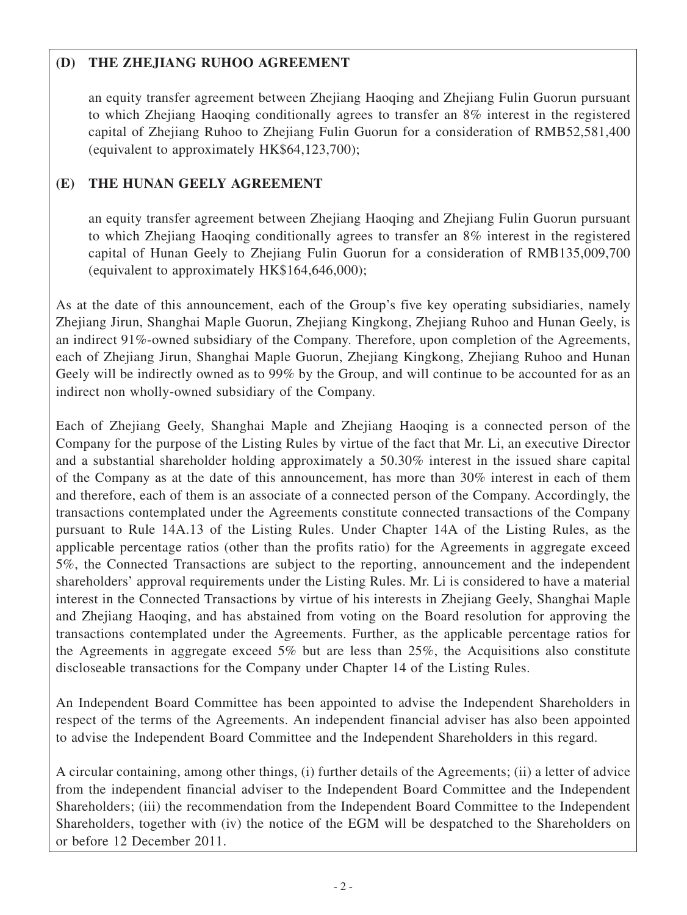### (D) THE ZHEJIANG RUHOO AGREEMENT

an equity transfer agreement between Zhejiang Haoqing and Zhejiang Fulin Guorun pursuant to which Zhejiang Haoqing conditionally agrees to transfer an 8% interest in the registered capital of Zhejiang Ruhoo to Zhejiang Fulin Guorun for a consideration of RMB52,581,400 (equivalent to approximately HK$64,123,700);

### (E) THE HUNAN GEELY AGREEMENT

an equity transfer agreement between Zhejiang Haoqing and Zhejiang Fulin Guorun pursuant to which Zhejiang Haoqing conditionally agrees to transfer an 8% interest in the registered capital of Hunan Geely to Zhejiang Fulin Guorun for a consideration of RMB135,009,700 (equivalent to approximately HK$164,646,000);

As at the date of this announcement, each of the Group's five key operating subsidiaries, namely Zhejiang Jirun, Shanghai Maple Guorun, Zhejiang Kingkong, Zhejiang Ruhoo and Hunan Geely, is an indirect 91%-owned subsidiary of the Company. Therefore, upon completion of the Agreements, each of Zhejiang Jirun, Shanghai Maple Guorun, Zhejiang Kingkong, Zhejiang Ruhoo and Hunan Geely will be indirectly owned as to 99% by the Group, and will continue to be accounted for as an indirect non wholly-owned subsidiary of the Company.

Each of Zhejiang Geely, Shanghai Maple and Zhejiang Haoqing is a connected person of the Company for the purpose of the Listing Rules by virtue of the fact that Mr. Li, an executive Director and a substantial shareholder holding approximately a 50.30% interest in the issued share capital of the Company as at the date of this announcement, has more than 30% interest in each of them and therefore, each of them is an associate of a connected person of the Company. Accordingly, the transactions contemplated under the Agreements constitute connected transactions of the Company pursuant to Rule 14A.13 of the Listing Rules. Under Chapter 14A of the Listing Rules, as the applicable percentage ratios (other than the profits ratio) for the Agreements in aggregate exceed 5%, the Connected Transactions are subject to the reporting, announcement and the independent shareholders' approval requirements under the Listing Rules. Mr. Li is considered to have a material interest in the Connected Transactions by virtue of his interests in Zhejiang Geely, Shanghai Maple and Zhejiang Haoqing, and has abstained from voting on the Board resolution for approving the transactions contemplated under the Agreements. Further, as the applicable percentage ratios for the Agreements in aggregate exceed 5% but are less than 25%, the Acquisitions also constitute discloseable transactions for the Company under Chapter 14 of the Listing Rules.

An Independent Board Committee has been appointed to advise the Independent Shareholders in respect of the terms of the Agreements. An independent financial adviser has also been appointed to advise the Independent Board Committee and the Independent Shareholders in this regard.

A circular containing, among other things, (i) further details of the Agreements; (ii) a letter of advice from the independent financial adviser to the Independent Board Committee and the Independent Shareholders; (iii) the recommendation from the Independent Board Committee to the Independent Shareholders, together with (iv) the notice of the EGM will be despatched to the Shareholders on or before 12 December 2011.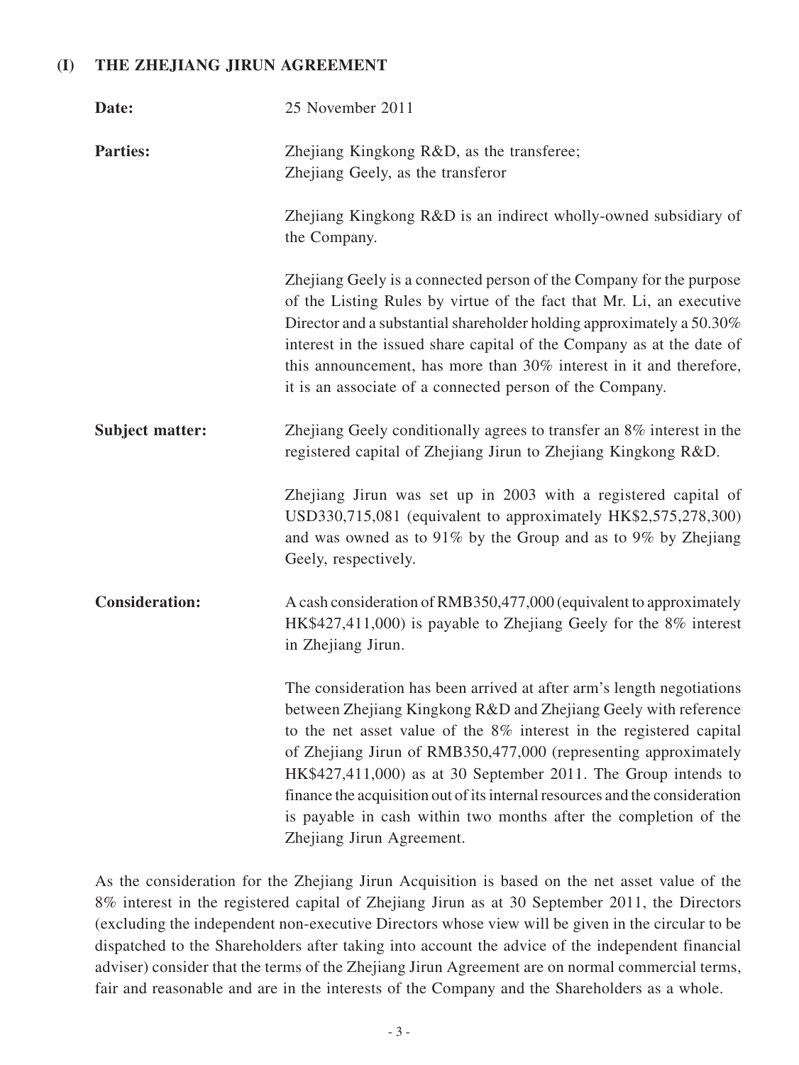## (I) THE ZHEJIANG JIRUN AGREEMENT

**Date:** 25 November 2011

**Parties:** Zhejiang Kingkong R&D, as the transferee;
Zhejiang Geely, as the transferor

Zhejiang Kingkong R&D is an indirect wholly-owned subsidiary of the Company.

Zhejiang Geely is a connected person of the Company for the purpose of the Listing Rules by virtue of the fact that Mr. Li, an executive Director and a substantial shareholder holding approximately a 50.30% interest in the issued share capital of the Company as at the date of this announcement, has more than 30% interest in it and therefore, it is an associate of a connected person of the Company.

**Subject matter:** Zhejiang Geely conditionally agrees to transfer an 8% interest in the registered capital of Zhejiang Jirun to Zhejiang Kingkong R&D.

Zhejiang Jirun was set up in 2003 with a registered capital of USD330,715,081 (equivalent to approximately HK$2,575,278,300) and was owned as to 91% by the Group and as to 9% by Zhejiang Geely, respectively.

**Consideration:** A cash consideration of RMB350,477,000 (equivalent to approximately HK$427,411,000) is payable to Zhejiang Geely for the 8% interest in Zhejiang Jirun.

The consideration has been arrived at after arm's length negotiations between Zhejiang Kingkong R&D and Zhejiang Geely with reference to the net asset value of the 8% interest in the registered capital of Zhejiang Jirun of RMB350,477,000 (representing approximately HK$427,411,000) as at 30 September 2011. The Group intends to finance the acquisition out of its internal resources and the consideration is payable in cash within two months after the completion of the Zhejiang Jirun Agreement.

As the consideration for the Zhejiang Jirun Acquisition is based on the net asset value of the 8% interest in the registered capital of Zhejiang Jirun as at 30 September 2011, the Directors (excluding the independent non-executive Directors whose view will be given in the circular to be dispatched to the Shareholders after taking into account the advice of the independent financial adviser) consider that the terms of the Zhejiang Jirun Agreement are on normal commercial terms, fair and reasonable and are in the interests of the Company and the Shareholders as a whole.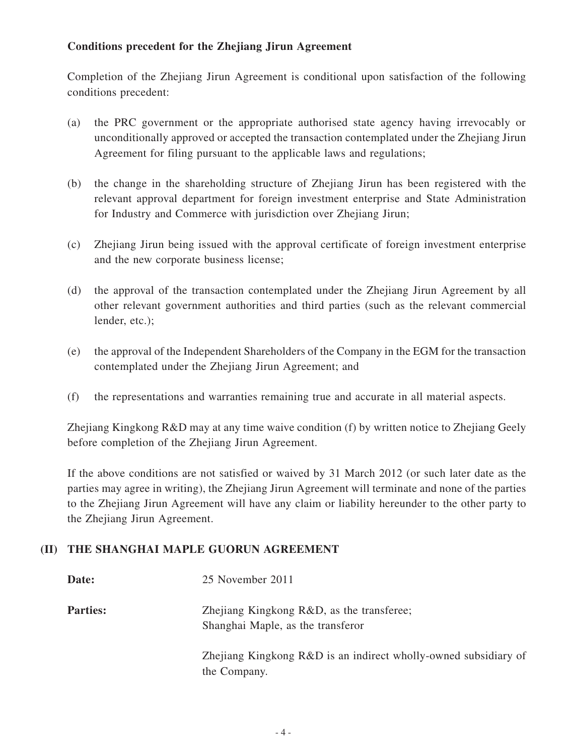**Conditions precedent for the Zhejiang Jirun Agreement**

Completion of the Zhejiang Jirun Agreement is conditional upon satisfaction of the following conditions precedent:

(a) the PRC government or the appropriate authorised state agency having irrevocably or unconditionally approved or accepted the transaction contemplated under the Zhejiang Jirun Agreement for filing pursuant to the applicable laws and regulations;

(b) the change in the shareholding structure of Zhejiang Jirun has been registered with the relevant approval department for foreign investment enterprise and State Administration for Industry and Commerce with jurisdiction over Zhejiang Jirun;

(c) Zhejiang Jirun being issued with the approval certificate of foreign investment enterprise and the new corporate business license;

(d) the approval of the transaction contemplated under the Zhejiang Jirun Agreement by all other relevant government authorities and third parties (such as the relevant commercial lender, etc.);

(e) the approval of the Independent Shareholders of the Company in the EGM for the transaction contemplated under the Zhejiang Jirun Agreement; and

(f) the representations and warranties remaining true and accurate in all material aspects.

Zhejiang Kingkong R&D may at any time waive condition (f) by written notice to Zhejiang Geely before completion of the Zhejiang Jirun Agreement.

If the above conditions are not satisfied or waived by 31 March 2012 (or such later date as the parties may agree in writing), the Zhejiang Jirun Agreement will terminate and none of the parties to the Zhejiang Jirun Agreement will have any claim or liability hereunder to the other party to the Zhejiang Jirun Agreement.

## (II) THE SHANGHAI MAPLE GUORUN AGREEMENT

**Date:** 25 November 2011

**Parties:** Zhejiang Kingkong R&D, as the transferee;
Shanghai Maple, as the transferor

Zhejiang Kingkong R&D is an indirect wholly-owned subsidiary of the Company.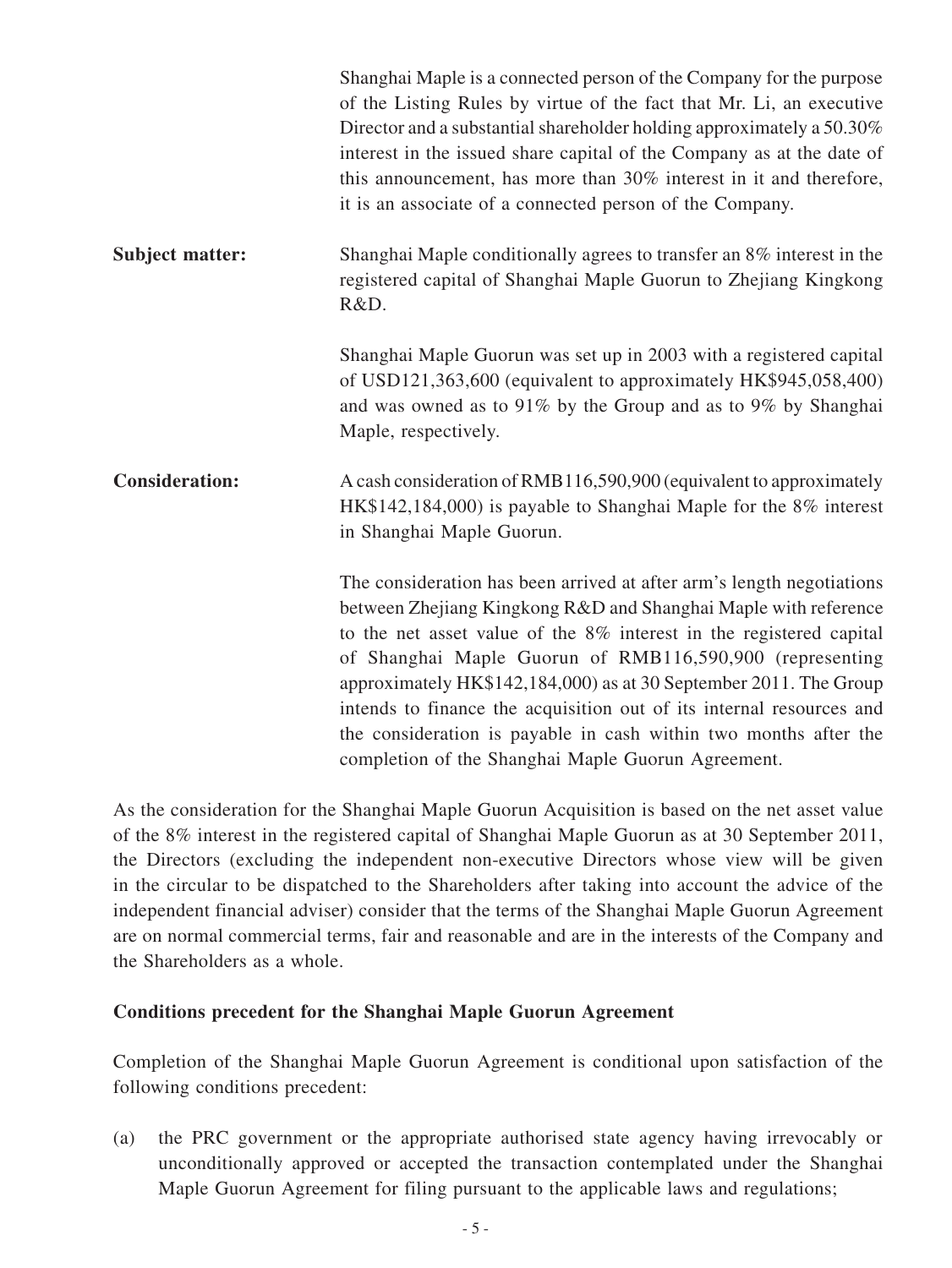Shanghai Maple is a connected person of the Company for the purpose of the Listing Rules by virtue of the fact that Mr. Li, an executive Director and a substantial shareholder holding approximately a 50.30% interest in the issued share capital of the Company as at the date of this announcement, has more than 30% interest in it and therefore, it is an associate of a connected person of the Company.

**Subject matter:** Shanghai Maple conditionally agrees to transfer an 8% interest in the registered capital of Shanghai Maple Guorun to Zhejiang Kingkong R&D.

Shanghai Maple Guorun was set up in 2003 with a registered capital of USD121,363,600 (equivalent to approximately HK$945,058,400) and was owned as to 91% by the Group and as to 9% by Shanghai Maple, respectively.

**Consideration:** A cash consideration of RMB116,590,900 (equivalent to approximately HK$142,184,000) is payable to Shanghai Maple for the 8% interest in Shanghai Maple Guorun.

The consideration has been arrived at after arm's length negotiations between Zhejiang Kingkong R&D and Shanghai Maple with reference to the net asset value of the 8% interest in the registered capital of Shanghai Maple Guorun of RMB116,590,900 (representing approximately HK$142,184,000) as at 30 September 2011. The Group intends to finance the acquisition out of its internal resources and the consideration is payable in cash within two months after the completion of the Shanghai Maple Guorun Agreement.

As the consideration for the Shanghai Maple Guorun Acquisition is based on the net asset value of the 8% interest in the registered capital of Shanghai Maple Guorun as at 30 September 2011, the Directors (excluding the independent non-executive Directors whose view will be given in the circular to be dispatched to the Shareholders after taking into account the advice of the independent financial adviser) consider that the terms of the Shanghai Maple Guorun Agreement are on normal commercial terms, fair and reasonable and are in the interests of the Company and the Shareholders as a whole.

**Conditions precedent for the Shanghai Maple Guorun Agreement**

Completion of the Shanghai Maple Guorun Agreement is conditional upon satisfaction of the following conditions precedent:

(a) the PRC government or the appropriate authorised state agency having irrevocably or unconditionally approved or accepted the transaction contemplated under the Shanghai Maple Guorun Agreement for filing pursuant to the applicable laws and regulations;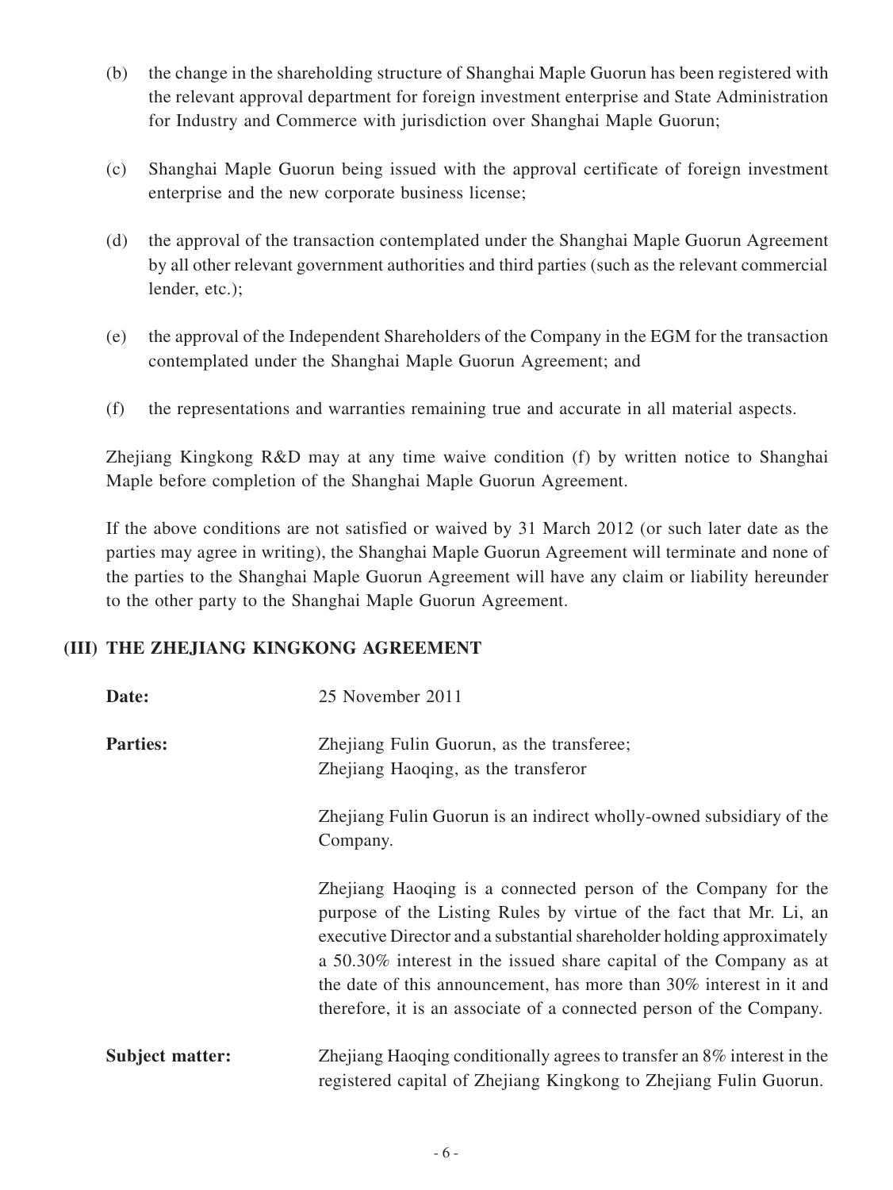(b) the change in the shareholding structure of Shanghai Maple Guorun has been registered with the relevant approval department for foreign investment enterprise and State Administration for Industry and Commerce with jurisdiction over Shanghai Maple Guorun;

(c) Shanghai Maple Guorun being issued with the approval certificate of foreign investment enterprise and the new corporate business license;

(d) the approval of the transaction contemplated under the Shanghai Maple Guorun Agreement by all other relevant government authorities and third parties (such as the relevant commercial lender, etc.);

(e) the approval of the Independent Shareholders of the Company in the EGM for the transaction contemplated under the Shanghai Maple Guorun Agreement; and

(f) the representations and warranties remaining true and accurate in all material aspects.

Zhejiang Kingkong R&D may at any time waive condition (f) by written notice to Shanghai Maple before completion of the Shanghai Maple Guorun Agreement.

If the above conditions are not satisfied or waived by 31 March 2012 (or such later date as the parties may agree in writing), the Shanghai Maple Guorun Agreement will terminate and none of the parties to the Shanghai Maple Guorun Agreement will have any claim or liability hereunder to the other party to the Shanghai Maple Guorun Agreement.

## (III) THE ZHEJIANG KINGKONG AGREEMENT

**Date:** 25 November 2011

**Parties:** Zhejiang Fulin Guorun, as the transferee;
Zhejiang Haoqing, as the transferor

Zhejiang Fulin Guorun is an indirect wholly-owned subsidiary of the Company.

Zhejiang Haoqing is a connected person of the Company for the purpose of the Listing Rules by virtue of the fact that Mr. Li, an executive Director and a substantial shareholder holding approximately a 50.30% interest in the issued share capital of the Company as at the date of this announcement, has more than 30% interest in it and therefore, it is an associate of a connected person of the Company.

**Subject matter:** Zhejiang Haoqing conditionally agrees to transfer an 8% interest in the registered capital of Zhejiang Kingkong to Zhejiang Fulin Guorun.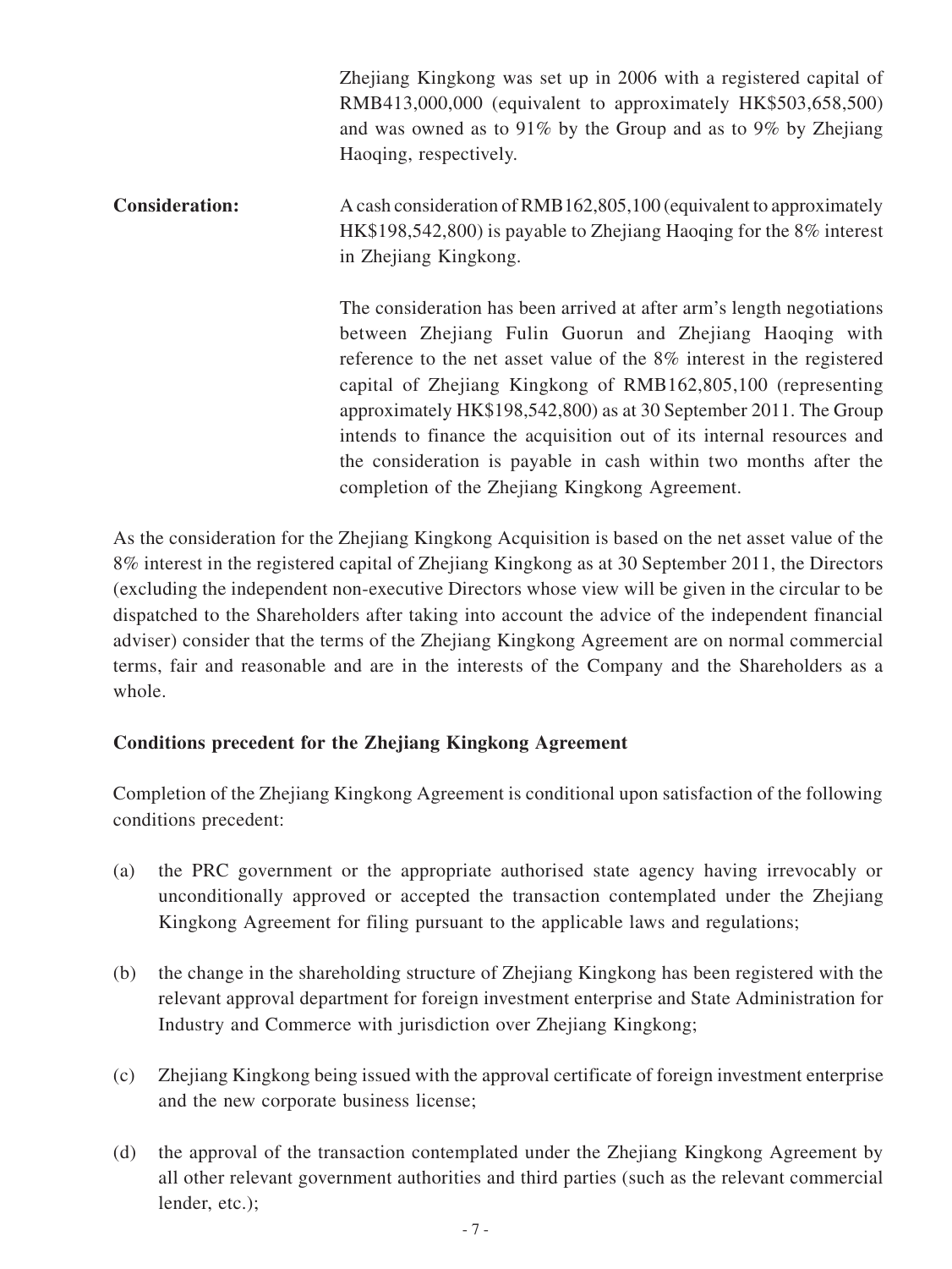Zhejiang Kingkong was set up in 2006 with a registered capital of RMB413,000,000 (equivalent to approximately HK$503,658,500) and was owned as to 91% by the Group and as to 9% by Zhejiang Haoqing, respectively.

**Consideration:** A cash consideration of RMB162,805,100 (equivalent to approximately HK$198,542,800) is payable to Zhejiang Haoqing for the 8% interest in Zhejiang Kingkong.

The consideration has been arrived at after arm's length negotiations between Zhejiang Fulin Guorun and Zhejiang Haoqing with reference to the net asset value of the 8% interest in the registered capital of Zhejiang Kingkong of RMB162,805,100 (representing approximately HK$198,542,800) as at 30 September 2011. The Group intends to finance the acquisition out of its internal resources and the consideration is payable in cash within two months after the completion of the Zhejiang Kingkong Agreement.

As the consideration for the Zhejiang Kingkong Acquisition is based on the net asset value of the 8% interest in the registered capital of Zhejiang Kingkong as at 30 September 2011, the Directors (excluding the independent non-executive Directors whose view will be given in the circular to be dispatched to the Shareholders after taking into account the advice of the independent financial adviser) consider that the terms of the Zhejiang Kingkong Agreement are on normal commercial terms, fair and reasonable and are in the interests of the Company and the Shareholders as a whole.

**Conditions precedent for the Zhejiang Kingkong Agreement**

Completion of the Zhejiang Kingkong Agreement is conditional upon satisfaction of the following conditions precedent:

(a) the PRC government or the appropriate authorised state agency having irrevocably or unconditionally approved or accepted the transaction contemplated under the Zhejiang Kingkong Agreement for filing pursuant to the applicable laws and regulations;

(b) the change in the shareholding structure of Zhejiang Kingkong has been registered with the relevant approval department for foreign investment enterprise and State Administration for Industry and Commerce with jurisdiction over Zhejiang Kingkong;

(c) Zhejiang Kingkong being issued with the approval certificate of foreign investment enterprise and the new corporate business license;

(d) the approval of the transaction contemplated under the Zhejiang Kingkong Agreement by all other relevant government authorities and third parties (such as the relevant commercial lender, etc.);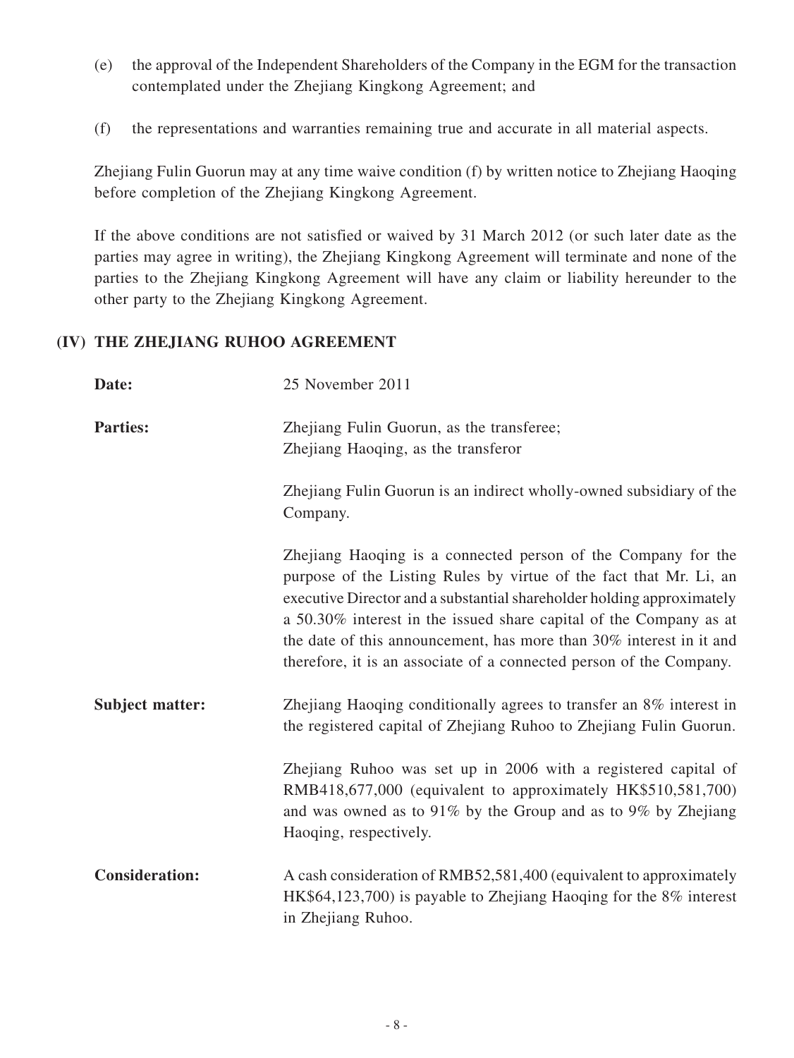(e) the approval of the Independent Shareholders of the Company in the EGM for the transaction contemplated under the Zhejiang Kingkong Agreement; and

(f) the representations and warranties remaining true and accurate in all material aspects.

Zhejiang Fulin Guorun may at any time waive condition (f) by written notice to Zhejiang Haoqing before completion of the Zhejiang Kingkong Agreement.

If the above conditions are not satisfied or waived by 31 March 2012 (or such later date as the parties may agree in writing), the Zhejiang Kingkong Agreement will terminate and none of the parties to the Zhejiang Kingkong Agreement will have any claim or liability hereunder to the other party to the Zhejiang Kingkong Agreement.

## (IV) THE ZHEJIANG RUHOO AGREEMENT

**Date:** 25 November 2011

**Parties:** Zhejiang Fulin Guorun, as the transferee;
Zhejiang Haoqing, as the transferor

Zhejiang Fulin Guorun is an indirect wholly-owned subsidiary of the Company.

Zhejiang Haoqing is a connected person of the Company for the purpose of the Listing Rules by virtue of the fact that Mr. Li, an executive Director and a substantial shareholder holding approximately a 50.30% interest in the issued share capital of the Company as at the date of this announcement, has more than 30% interest in it and therefore, it is an associate of a connected person of the Company.

**Subject matter:** Zhejiang Haoqing conditionally agrees to transfer an 8% interest in the registered capital of Zhejiang Ruhoo to Zhejiang Fulin Guorun.

Zhejiang Ruhoo was set up in 2006 with a registered capital of RMB418,677,000 (equivalent to approximately HK$510,581,700) and was owned as to 91% by the Group and as to 9% by Zhejiang Haoqing, respectively.

**Consideration:** A cash consideration of RMB52,581,400 (equivalent to approximately HK$64,123,700) is payable to Zhejiang Haoqing for the 8% interest in Zhejiang Ruhoo.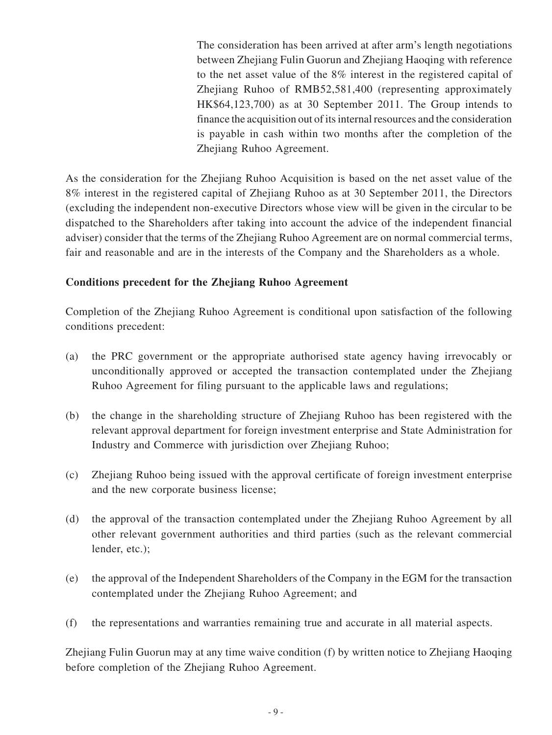The consideration has been arrived at after arm's length negotiations between Zhejiang Fulin Guorun and Zhejiang Haoqing with reference to the net asset value of the 8% interest in the registered capital of Zhejiang Ruhoo of RMB52,581,400 (representing approximately HK$64,123,700) as at 30 September 2011. The Group intends to finance the acquisition out of its internal resources and the consideration is payable in cash within two months after the completion of the Zhejiang Ruhoo Agreement.

As the consideration for the Zhejiang Ruhoo Acquisition is based on the net asset value of the 8% interest in the registered capital of Zhejiang Ruhoo as at 30 September 2011, the Directors (excluding the independent non-executive Directors whose view will be given in the circular to be dispatched to the Shareholders after taking into account the advice of the independent financial adviser) consider that the terms of the Zhejiang Ruhoo Agreement are on normal commercial terms, fair and reasonable and are in the interests of the Company and the Shareholders as a whole.

**Conditions precedent for the Zhejiang Ruhoo Agreement**

Completion of the Zhejiang Ruhoo Agreement is conditional upon satisfaction of the following conditions precedent:

(a) the PRC government or the appropriate authorised state agency having irrevocably or unconditionally approved or accepted the transaction contemplated under the Zhejiang Ruhoo Agreement for filing pursuant to the applicable laws and regulations;

(b) the change in the shareholding structure of Zhejiang Ruhoo has been registered with the relevant approval department for foreign investment enterprise and State Administration for Industry and Commerce with jurisdiction over Zhejiang Ruhoo;

(c) Zhejiang Ruhoo being issued with the approval certificate of foreign investment enterprise and the new corporate business license;

(d) the approval of the transaction contemplated under the Zhejiang Ruhoo Agreement by all other relevant government authorities and third parties (such as the relevant commercial lender, etc.);

(e) the approval of the Independent Shareholders of the Company in the EGM for the transaction contemplated under the Zhejiang Ruhoo Agreement; and

(f) the representations and warranties remaining true and accurate in all material aspects.

Zhejiang Fulin Guorun may at any time waive condition (f) by written notice to Zhejiang Haoqing before completion of the Zhejiang Ruhoo Agreement.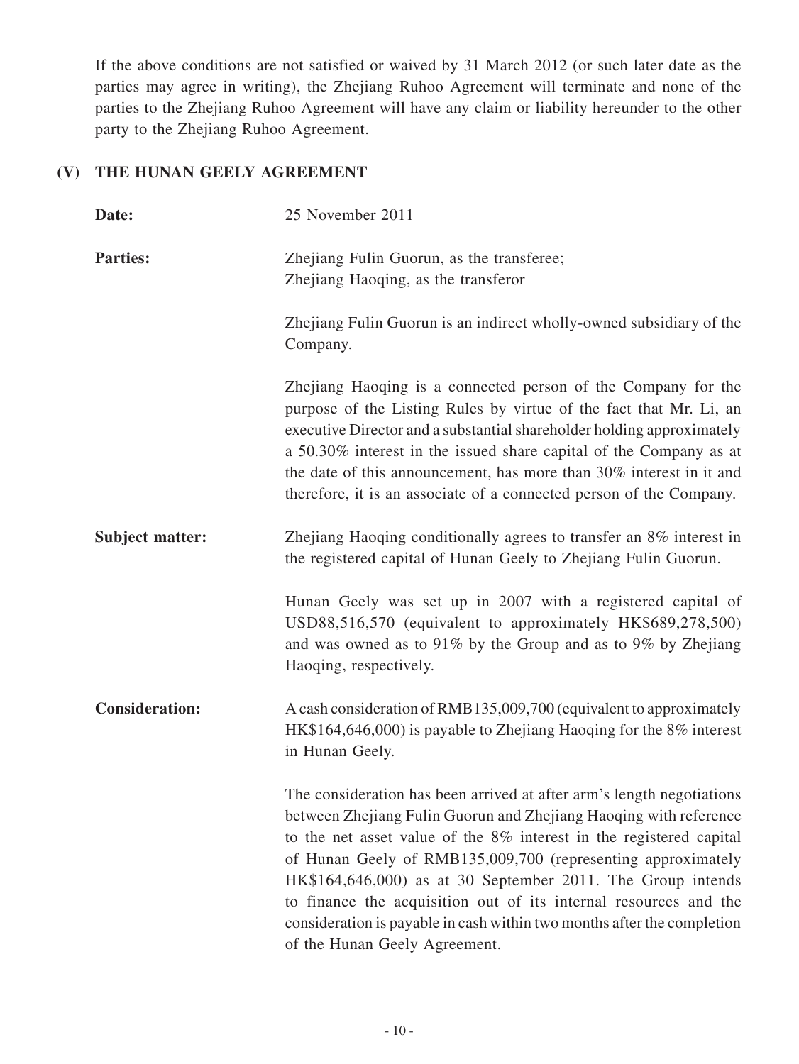If the above conditions are not satisfied or waived by 31 March 2012 (or such later date as the parties may agree in writing), the Zhejiang Ruhoo Agreement will terminate and none of the parties to the Zhejiang Ruhoo Agreement will have any claim or liability hereunder to the other party to the Zhejiang Ruhoo Agreement.

## (V) THE HUNAN GEELY AGREEMENT

**Date:** 25 November 2011

**Parties:** Zhejiang Fulin Guorun, as the transferee;
Zhejiang Haoqing, as the transferor

Zhejiang Fulin Guorun is an indirect wholly-owned subsidiary of the Company.

Zhejiang Haoqing is a connected person of the Company for the purpose of the Listing Rules by virtue of the fact that Mr. Li, an executive Director and a substantial shareholder holding approximately a 50.30% interest in the issued share capital of the Company as at the date of this announcement, has more than 30% interest in it and therefore, it is an associate of a connected person of the Company.

**Subject matter:** Zhejiang Haoqing conditionally agrees to transfer an 8% interest in the registered capital of Hunan Geely to Zhejiang Fulin Guorun.

Hunan Geely was set up in 2007 with a registered capital of USD88,516,570 (equivalent to approximately HK$689,278,500) and was owned as to 91% by the Group and as to 9% by Zhejiang Haoqing, respectively.

**Consideration:** A cash consideration of RMB135,009,700 (equivalent to approximately HK$164,646,000) is payable to Zhejiang Haoqing for the 8% interest in Hunan Geely.

The consideration has been arrived at after arm's length negotiations between Zhejiang Fulin Guorun and Zhejiang Haoqing with reference to the net asset value of the 8% interest in the registered capital of Hunan Geely of RMB135,009,700 (representing approximately HK$164,646,000) as at 30 September 2011. The Group intends to finance the acquisition out of its internal resources and the consideration is payable in cash within two months after the completion of the Hunan Geely Agreement.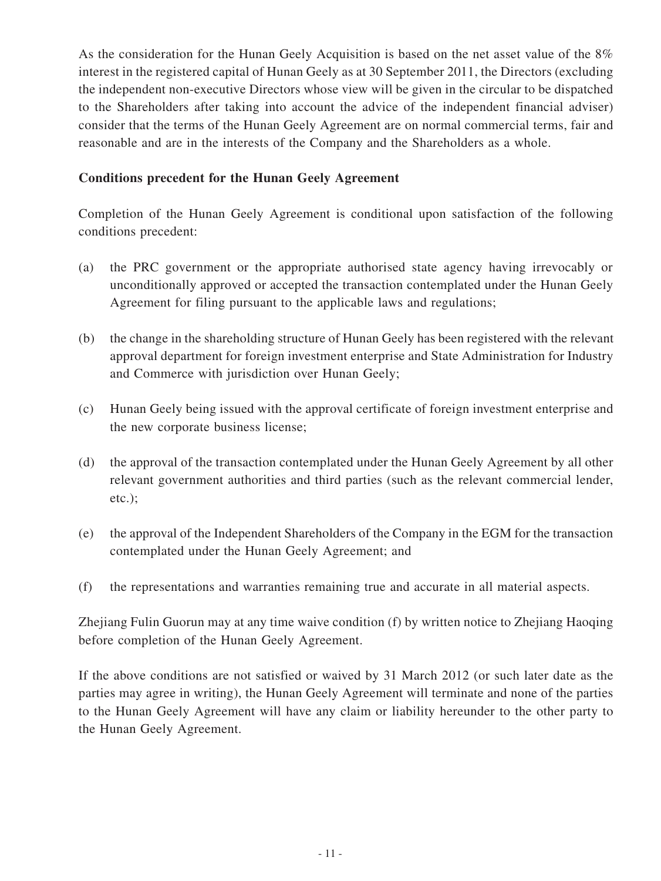As the consideration for the Hunan Geely Acquisition is based on the net asset value of the 8% interest in the registered capital of Hunan Geely as at 30 September 2011, the Directors (excluding the independent non-executive Directors whose view will be given in the circular to be dispatched to the Shareholders after taking into account the advice of the independent financial adviser) consider that the terms of the Hunan Geely Agreement are on normal commercial terms, fair and reasonable and are in the interests of the Company and the Shareholders as a whole.

**Conditions precedent for the Hunan Geely Agreement**

Completion of the Hunan Geely Agreement is conditional upon satisfaction of the following conditions precedent:

(a) the PRC government or the appropriate authorised state agency having irrevocably or unconditionally approved or accepted the transaction contemplated under the Hunan Geely Agreement for filing pursuant to the applicable laws and regulations;

(b) the change in the shareholding structure of Hunan Geely has been registered with the relevant approval department for foreign investment enterprise and State Administration for Industry and Commerce with jurisdiction over Hunan Geely;

(c) Hunan Geely being issued with the approval certificate of foreign investment enterprise and the new corporate business license;

(d) the approval of the transaction contemplated under the Hunan Geely Agreement by all other relevant government authorities and third parties (such as the relevant commercial lender, etc.);

(e) the approval of the Independent Shareholders of the Company in the EGM for the transaction contemplated under the Hunan Geely Agreement; and

(f) the representations and warranties remaining true and accurate in all material aspects.

Zhejiang Fulin Guorun may at any time waive condition (f) by written notice to Zhejiang Haoqing before completion of the Hunan Geely Agreement.

If the above conditions are not satisfied or waived by 31 March 2012 (or such later date as the parties may agree in writing), the Hunan Geely Agreement will terminate and none of the parties to the Hunan Geely Agreement will have any claim or liability hereunder to the other party to the Hunan Geely Agreement.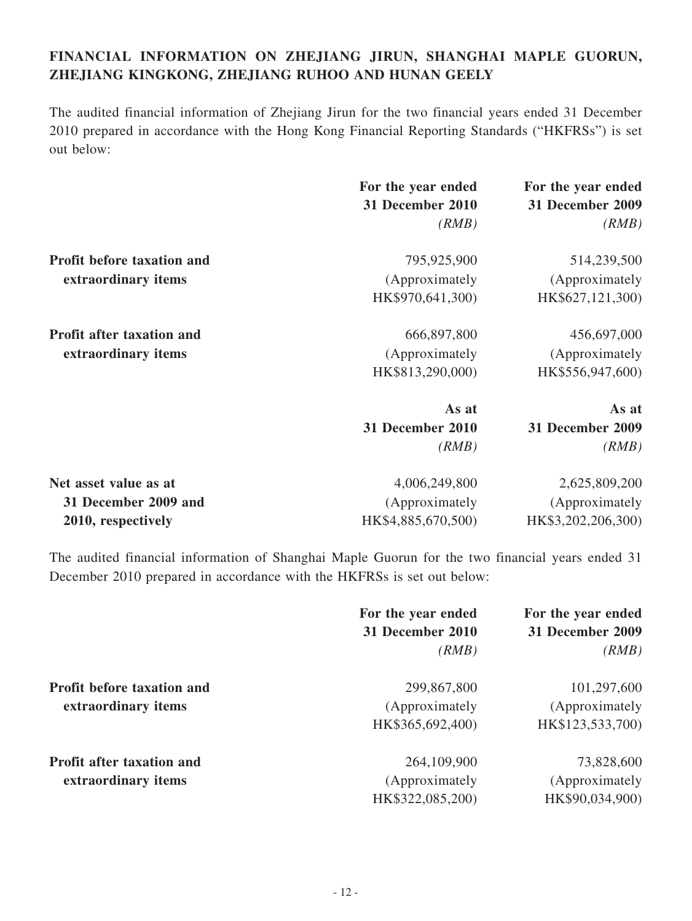**FINANCIAL INFORMATION ON ZHEJIANG JIRUN, SHANGHAI MAPLE GUORUN, ZHEJIANG KINGKONG, ZHEJIANG RUHOO AND HUNAN GEELY**

The audited financial information of Zhejiang Jirun for the two financial years ended 31 December 2010 prepared in accordance with the Hong Kong Financial Reporting Standards ("HKFRSs") is set out below:

| | For the year ended 31 December 2010 *(RMB)* | For the year ended 31 December 2009 *(RMB)* |
|---|---|---|
| **Profit before taxation and extraordinary items** | 795,925,900 (Approximately HK$970,641,300) | 514,239,500 (Approximately HK$627,121,300) |
| **Profit after taxation and extraordinary items** | 666,897,800 (Approximately HK$813,290,000) | 456,697,000 (Approximately HK$556,947,600) |
| | **As at 31 December 2010** *(RMB)* | **As at 31 December 2009** *(RMB)* |
| **Net asset value as at 31 December 2009 and 2010, respectively** | 4,006,249,800 (Approximately HK$4,885,670,500) | 2,625,809,200 (Approximately HK$3,202,206,300) |

The audited financial information of Shanghai Maple Guorun for the two financial years ended 31 December 2010 prepared in accordance with the HKFRSs is set out below:

| | For the year ended 31 December 2010 *(RMB)* | For the year ended 31 December 2009 *(RMB)* |
|---|---|---|
| **Profit before taxation and extraordinary items** | 299,867,800 (Approximately HK$365,692,400) | 101,297,600 (Approximately HK$123,533,700) |
| **Profit after taxation and extraordinary items** | 264,109,900 (Approximately HK$322,085,200) | 73,828,600 (Approximately HK$90,034,900) |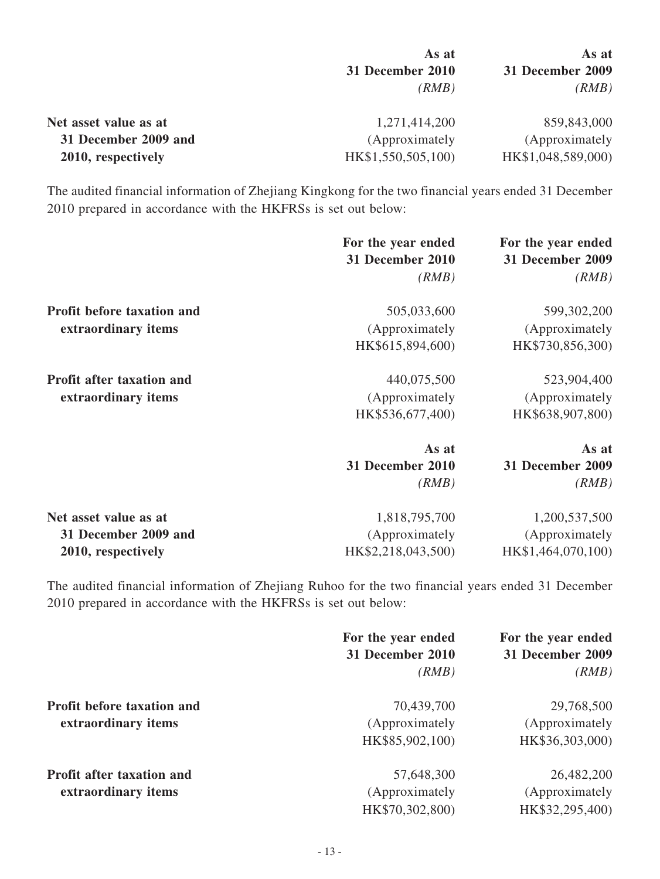| | As at 31 December 2010 *(RMB)* | As at 31 December 2009 *(RMB)* |
|---|---|---|
| **Net asset value as at 31 December 2009 and 2010, respectively** | 1,271,414,200 (Approximately HK$1,550,505,100) | 859,843,000 (Approximately HK$1,048,589,000) |

The audited financial information of Zhejiang Kingkong for the two financial years ended 31 December 2010 prepared in accordance with the HKFRSs is set out below:

| | For the year ended 31 December 2010 *(RMB)* | For the year ended 31 December 2009 *(RMB)* |
|---|---|---|
| **Profit before taxation and extraordinary items** | 505,033,600 (Approximately HK$615,894,600) | 599,302,200 (Approximately HK$730,856,300) |
| **Profit after taxation and extraordinary items** | 440,075,500 (Approximately HK$536,677,400) | 523,904,400 (Approximately HK$638,907,800) |

| | As at 31 December 2010 *(RMB)* | As at 31 December 2009 *(RMB)* |
|---|---|---|
| **Net asset value as at 31 December 2009 and 2010, respectively** | 1,818,795,700 (Approximately HK$2,218,043,500) | 1,200,537,500 (Approximately HK$1,464,070,100) |

The audited financial information of Zhejiang Ruhoo for the two financial years ended 31 December 2010 prepared in accordance with the HKFRSs is set out below:

| | For the year ended 31 December 2010 *(RMB)* | For the year ended 31 December 2009 *(RMB)* |
|---|---|---|
| **Profit before taxation and extraordinary items** | 70,439,700 (Approximately HK$85,902,100) | 29,768,500 (Approximately HK$36,303,000) |
| **Profit after taxation and extraordinary items** | 57,648,300 (Approximately HK$70,302,800) | 26,482,200 (Approximately HK$32,295,400) |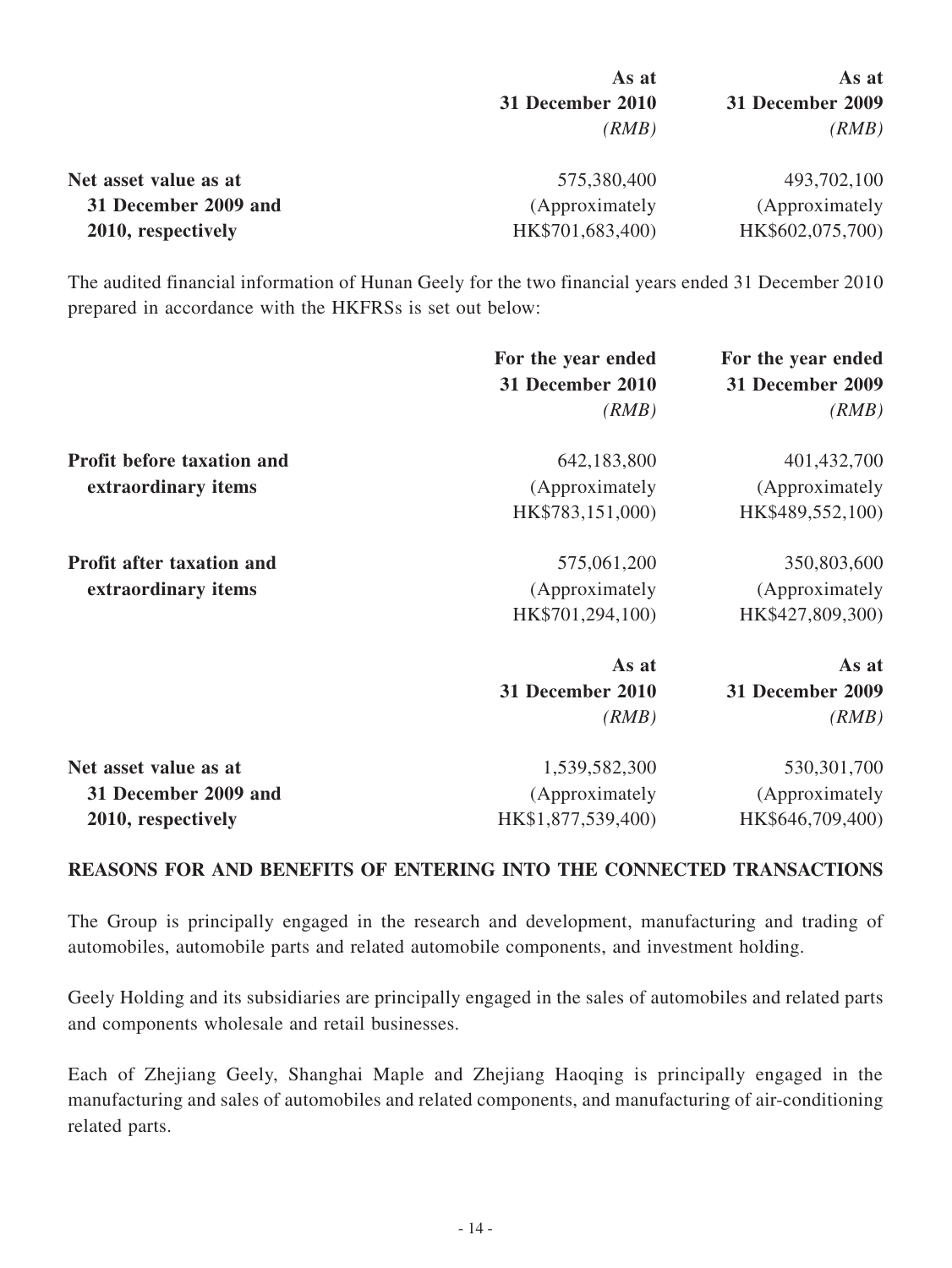| | As at 31 December 2010 *(RMB)* | As at 31 December 2009 *(RMB)* |
|---|---|---|
| **Net asset value as at 31 December 2009 and 2010, respectively** | 575,380,400 (Approximately HK$701,683,400) | 493,702,100 (Approximately HK$602,075,700) |

The audited financial information of Hunan Geely for the two financial years ended 31 December 2010 prepared in accordance with the HKFRSs is set out below:

| | For the year ended 31 December 2010 *(RMB)* | For the year ended 31 December 2009 *(RMB)* |
|---|---|---|
| **Profit before taxation and extraordinary items** | 642,183,800 (Approximately HK$783,151,000) | 401,432,700 (Approximately HK$489,552,100) |
| **Profit after taxation and extraordinary items** | 575,061,200 (Approximately HK$701,294,100) | 350,803,600 (Approximately HK$427,809,300) |
| | **As at 31 December 2010** *(RMB)* | **As at 31 December 2009** *(RMB)* |
| **Net asset value as at 31 December 2009 and 2010, respectively** | 1,539,582,300 (Approximately HK$1,877,539,400) | 530,301,700 (Approximately HK$646,709,400) |

## REASONS FOR AND BENEFITS OF ENTERING INTO THE CONNECTED TRANSACTIONS

The Group is principally engaged in the research and development, manufacturing and trading of automobiles, automobile parts and related automobile components, and investment holding.

Geely Holding and its subsidiaries are principally engaged in the sales of automobiles and related parts and components wholesale and retail businesses.

Each of Zhejiang Geely, Shanghai Maple and Zhejiang Haoqing is principally engaged in the manufacturing and sales of automobiles and related components, and manufacturing of air-conditioning related parts.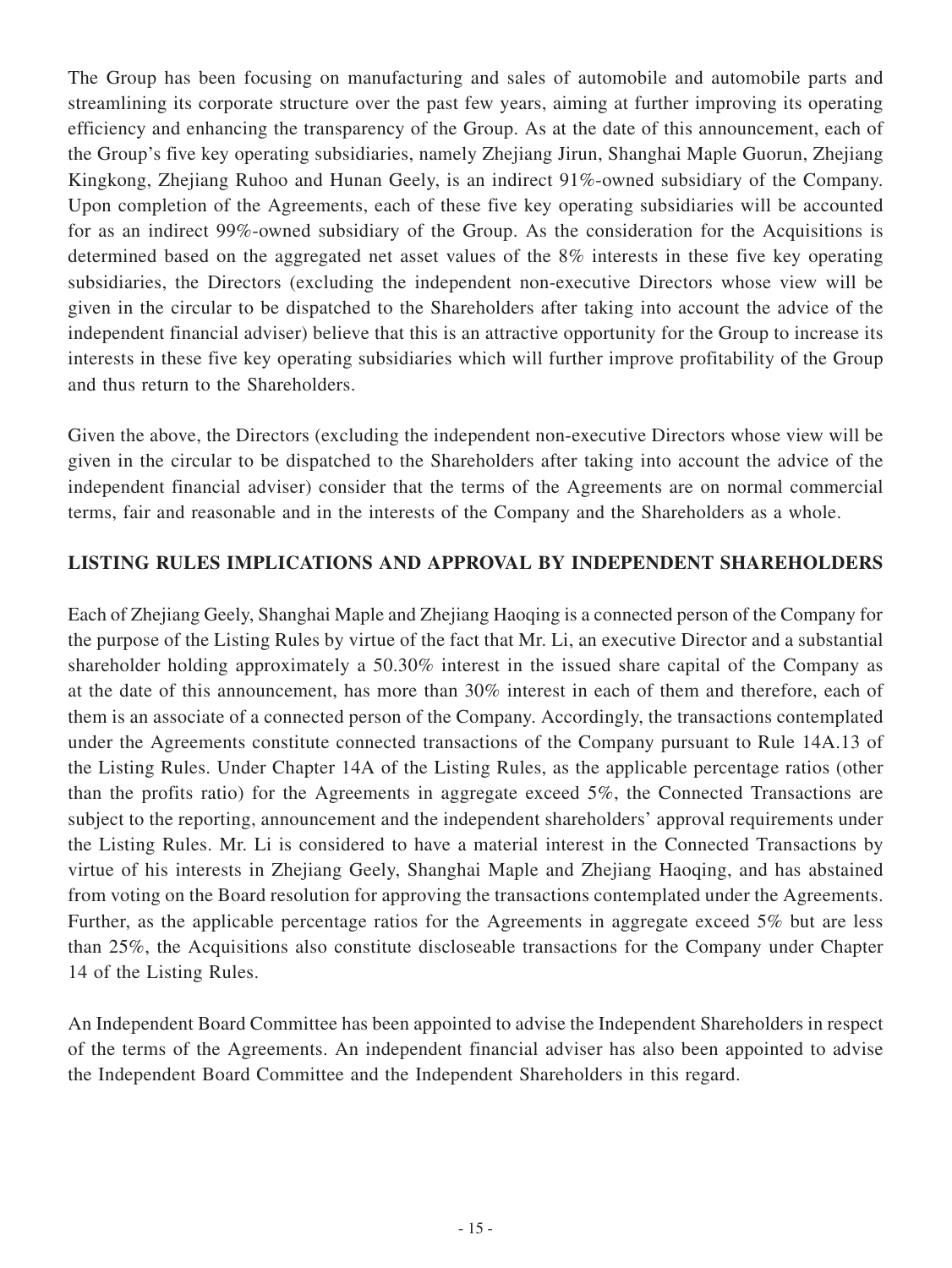The Group has been focusing on manufacturing and sales of automobile and automobile parts and streamlining its corporate structure over the past few years, aiming at further improving its operating efficiency and enhancing the transparency of the Group. As at the date of this announcement, each of the Group's five key operating subsidiaries, namely Zhejiang Jirun, Shanghai Maple Guorun, Zhejiang Kingkong, Zhejiang Ruhoo and Hunan Geely, is an indirect 91%-owned subsidiary of the Company. Upon completion of the Agreements, each of these five key operating subsidiaries will be accounted for as an indirect 99%-owned subsidiary of the Group. As the consideration for the Acquisitions is determined based on the aggregated net asset values of the 8% interests in these five key operating subsidiaries, the Directors (excluding the independent non-executive Directors whose view will be given in the circular to be dispatched to the Shareholders after taking into account the advice of the independent financial adviser) believe that this is an attractive opportunity for the Group to increase its interests in these five key operating subsidiaries which will further improve profitability of the Group and thus return to the Shareholders.

Given the above, the Directors (excluding the independent non-executive Directors whose view will be given in the circular to be dispatched to the Shareholders after taking into account the advice of the independent financial adviser) consider that the terms of the Agreements are on normal commercial terms, fair and reasonable and in the interests of the Company and the Shareholders as a whole.

## LISTING RULES IMPLICATIONS AND APPROVAL BY INDEPENDENT SHAREHOLDERS

Each of Zhejiang Geely, Shanghai Maple and Zhejiang Haoqing is a connected person of the Company for the purpose of the Listing Rules by virtue of the fact that Mr. Li, an executive Director and a substantial shareholder holding approximately a 50.30% interest in the issued share capital of the Company as at the date of this announcement, has more than 30% interest in each of them and therefore, each of them is an associate of a connected person of the Company. Accordingly, the transactions contemplated under the Agreements constitute connected transactions of the Company pursuant to Rule 14A.13 of the Listing Rules. Under Chapter 14A of the Listing Rules, as the applicable percentage ratios (other than the profits ratio) for the Agreements in aggregate exceed 5%, the Connected Transactions are subject to the reporting, announcement and the independent shareholders' approval requirements under the Listing Rules. Mr. Li is considered to have a material interest in the Connected Transactions by virtue of his interests in Zhejiang Geely, Shanghai Maple and Zhejiang Haoqing, and has abstained from voting on the Board resolution for approving the transactions contemplated under the Agreements. Further, as the applicable percentage ratios for the Agreements in aggregate exceed 5% but are less than 25%, the Acquisitions also constitute discloseable transactions for the Company under Chapter 14 of the Listing Rules.

An Independent Board Committee has been appointed to advise the Independent Shareholders in respect of the terms of the Agreements. An independent financial adviser has also been appointed to advise the Independent Board Committee and the Independent Shareholders in this regard.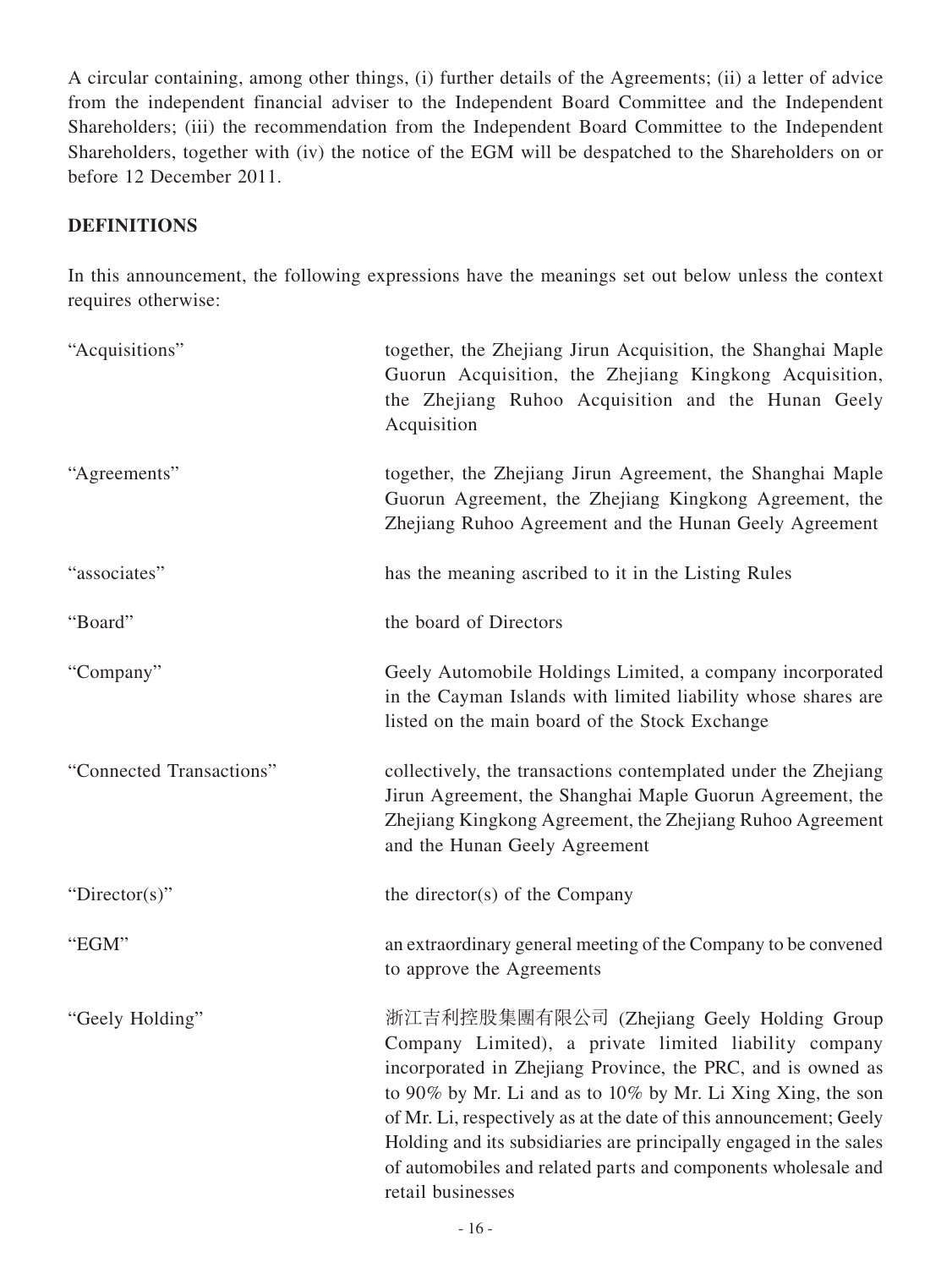A circular containing, among other things, (i) further details of the Agreements; (ii) a letter of advice from the independent financial adviser to the Independent Board Committee and the Independent Shareholders; (iii) the recommendation from the Independent Board Committee to the Independent Shareholders, together with (iv) the notice of the EGM will be despatched to the Shareholders on or before 12 December 2011.

## DEFINITIONS

In this announcement, the following expressions have the meanings set out below unless the context requires otherwise:

| | |
|---|---|
| "Acquisitions" | together, the Zhejiang Jirun Acquisition, the Shanghai Maple Guorun Acquisition, the Zhejiang Kingkong Acquisition, the Zhejiang Ruhoo Acquisition and the Hunan Geely Acquisition |
| "Agreements" | together, the Zhejiang Jirun Agreement, the Shanghai Maple Guorun Agreement, the Zhejiang Kingkong Agreement, the Zhejiang Ruhoo Agreement and the Hunan Geely Agreement |
| "associates" | has the meaning ascribed to it in the Listing Rules |
| "Board" | the board of Directors |
| "Company" | Geely Automobile Holdings Limited, a company incorporated in the Cayman Islands with limited liability whose shares are listed on the main board of the Stock Exchange |
| "Connected Transactions" | collectively, the transactions contemplated under the Zhejiang Jirun Agreement, the Shanghai Maple Guorun Agreement, the Zhejiang Kingkong Agreement, the Zhejiang Ruhoo Agreement and the Hunan Geely Agreement |
| "Director(s)" | the director(s) of the Company |
| "EGM" | an extraordinary general meeting of the Company to be convened to approve the Agreements |
| "Geely Holding" | 浙江吉利控股集團有限公司 (Zhejiang Geely Holding Group Company Limited), a private limited liability company incorporated in Zhejiang Province, the PRC, and is owned as to 90% by Mr. Li and as to 10% by Mr. Li Xing Xing, the son of Mr. Li, respectively as at the date of this announcement; Geely Holding and its subsidiaries are principally engaged in the sales of automobiles and related parts and components wholesale and retail businesses |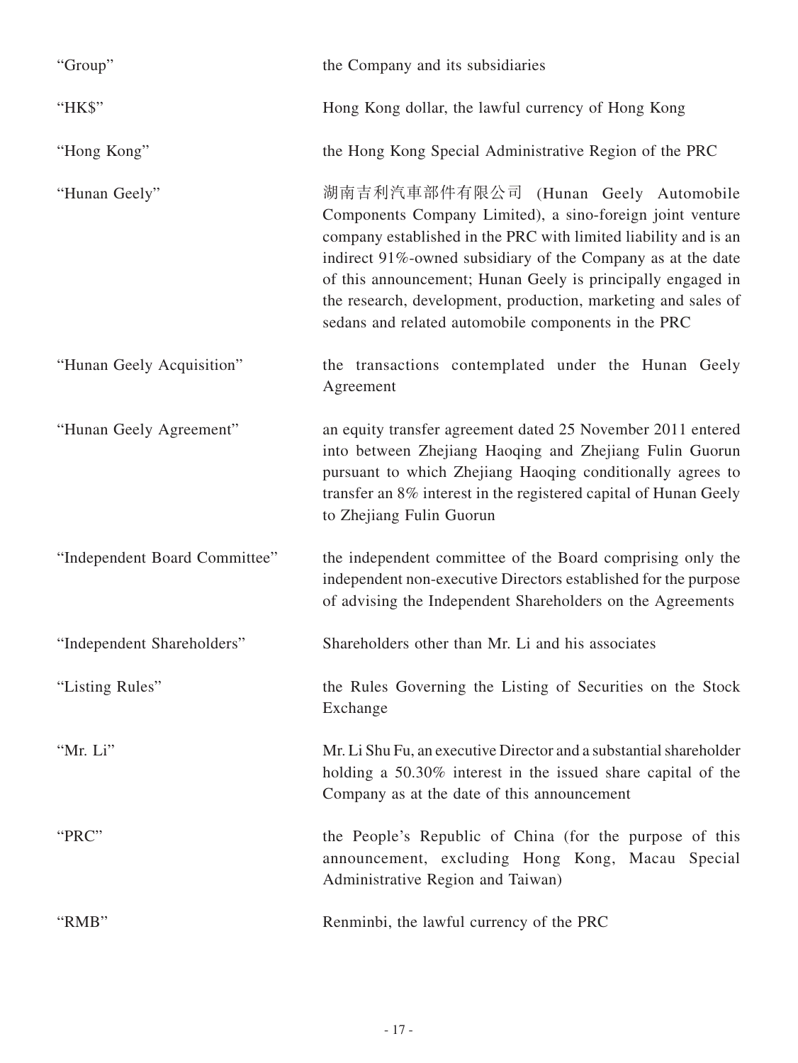| | |
|---|---|
| "Group" | the Company and its subsidiaries |
| "HK$" | Hong Kong dollar, the lawful currency of Hong Kong |
| "Hong Kong" | the Hong Kong Special Administrative Region of the PRC |
| "Hunan Geely" | 湖南吉利汽車部件有限公司 (Hunan Geely Automobile Components Company Limited), a sino-foreign joint venture company established in the PRC with limited liability and is an indirect 91%-owned subsidiary of the Company as at the date of this announcement; Hunan Geely is principally engaged in the research, development, production, marketing and sales of sedans and related automobile components in the PRC |
| "Hunan Geely Acquisition" | the transactions contemplated under the Hunan Geely Agreement |
| "Hunan Geely Agreement" | an equity transfer agreement dated 25 November 2011 entered into between Zhejiang Haoqing and Zhejiang Fulin Guorun pursuant to which Zhejiang Haoqing conditionally agrees to transfer an 8% interest in the registered capital of Hunan Geely to Zhejiang Fulin Guorun |
| "Independent Board Committee" | the independent committee of the Board comprising only the independent non-executive Directors established for the purpose of advising the Independent Shareholders on the Agreements |
| "Independent Shareholders" | Shareholders other than Mr. Li and his associates |
| "Listing Rules" | the Rules Governing the Listing of Securities on the Stock Exchange |
| "Mr. Li" | Mr. Li Shu Fu, an executive Director and a substantial shareholder holding a 50.30% interest in the issued share capital of the Company as at the date of this announcement |
| "PRC" | the People's Republic of China (for the purpose of this announcement, excluding Hong Kong, Macau Special Administrative Region and Taiwan) |
| "RMB" | Renminbi, the lawful currency of the PRC |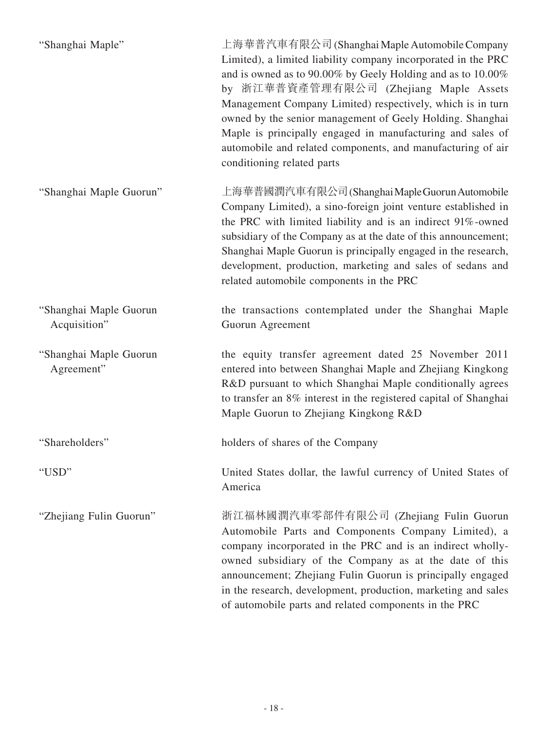| | |
|---|---|
| "Shanghai Maple" | 上海華普汽車有限公司 (Shanghai Maple Automobile Company Limited), a limited liability company incorporated in the PRC and is owned as to 90.00% by Geely Holding and as to 10.00% by 浙江華普資產管理有限公司 (Zhejiang Maple Assets Management Company Limited) respectively, which is in turn owned by the senior management of Geely Holding. Shanghai Maple is principally engaged in manufacturing and sales of automobile and related components, and manufacturing of air conditioning related parts |
| "Shanghai Maple Guorun" | 上海華普國潤汽車有限公司 (Shanghai Maple Guorun Automobile Company Limited), a sino-foreign joint venture established in the PRC with limited liability and is an indirect 91%-owned subsidiary of the Company as at the date of this announcement; Shanghai Maple Guorun is principally engaged in the research, development, production, marketing and sales of sedans and related automobile components in the PRC |
| "Shanghai Maple Guorun Acquisition" | the transactions contemplated under the Shanghai Maple Guorun Agreement |
| "Shanghai Maple Guorun Agreement" | the equity transfer agreement dated 25 November 2011 entered into between Shanghai Maple and Zhejiang Kingkong R&D pursuant to which Shanghai Maple conditionally agrees to transfer an 8% interest in the registered capital of Shanghai Maple Guorun to Zhejiang Kingkong R&D |
| "Shareholders" | holders of shares of the Company |
| "USD" | United States dollar, the lawful currency of United States of America |
| "Zhejiang Fulin Guorun" | 浙江福林國潤汽車零部件有限公司 (Zhejiang Fulin Guorun Automobile Parts and Components Company Limited), a company incorporated in the PRC and is an indirect wholly-owned subsidiary of the Company as at the date of this announcement; Zhejiang Fulin Guorun is principally engaged in the research, development, production, marketing and sales of automobile parts and related components in the PRC |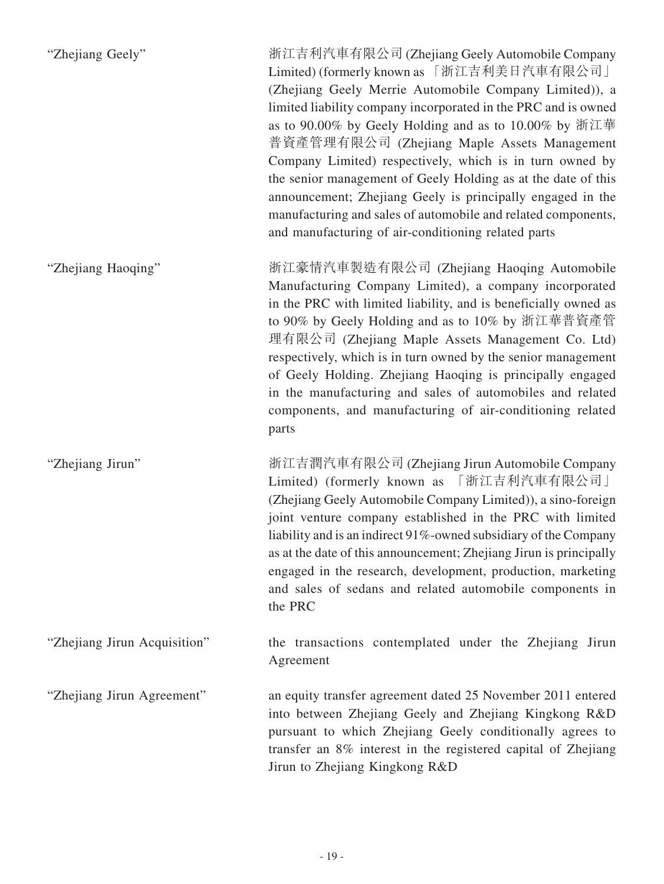| | |
|---|---|
| "Zhejiang Geely" | 浙江吉利汽車有限公司 (Zhejiang Geely Automobile Company Limited) (formerly known as 「浙江吉利美日汽車有限公司」 (Zhejiang Geely Merrie Automobile Company Limited)), a limited liability company incorporated in the PRC and is owned as to 90.00% by Geely Holding and as to 10.00% by 浙江華普資產管理有限公司 (Zhejiang Maple Assets Management Company Limited) respectively, which is in turn owned by the senior management of Geely Holding as at the date of this announcement; Zhejiang Geely is principally engaged in the manufacturing and sales of automobile and related components, and manufacturing of air-conditioning related parts |
| "Zhejiang Haoqing" | 浙江豪情汽車製造有限公司 (Zhejiang Haoqing Automobile Manufacturing Company Limited), a company incorporated in the PRC with limited liability, and is beneficially owned as to 90% by Geely Holding and as to 10% by 浙江華普資產管理有限公司 (Zhejiang Maple Assets Management Co. Ltd) respectively, which is in turn owned by the senior management of Geely Holding. Zhejiang Haoqing is principally engaged in the manufacturing and sales of automobiles and related components, and manufacturing of air-conditioning related parts |
| "Zhejiang Jirun" | 浙江吉潤汽車有限公司 (Zhejiang Jirun Automobile Company Limited) (formerly known as 「浙江吉利汽車有限公司」 (Zhejiang Geely Automobile Company Limited)), a sino-foreign joint venture company established in the PRC with limited liability and is an indirect 91%-owned subsidiary of the Company as at the date of this announcement; Zhejiang Jirun is principally engaged in the research, development, production, marketing and sales of sedans and related automobile components in the PRC |
| "Zhejiang Jirun Acquisition" | the transactions contemplated under the Zhejiang Jirun Agreement |
| "Zhejiang Jirun Agreement" | an equity transfer agreement dated 25 November 2011 entered into between Zhejiang Geely and Zhejiang Kingkong R&D pursuant to which Zhejiang Geely conditionally agrees to transfer an 8% interest in the registered capital of Zhejiang Jirun to Zhejiang Kingkong R&D |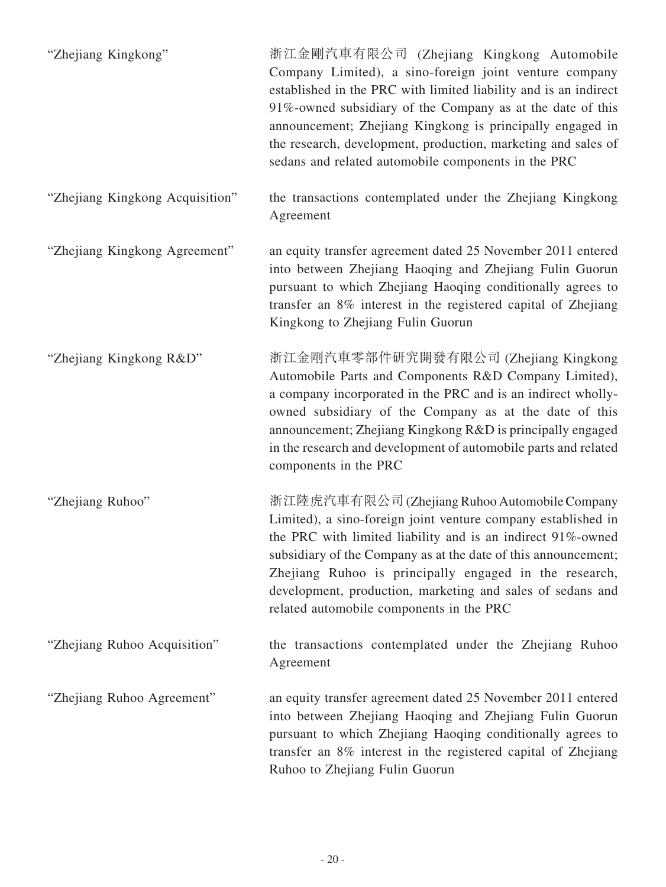| | |
|---|---|
| "Zhejiang Kingkong" | 浙江金剛汽車有限公司 (Zhejiang Kingkong Automobile Company Limited), a sino-foreign joint venture company established in the PRC with limited liability and is an indirect 91%-owned subsidiary of the Company as at the date of this announcement; Zhejiang Kingkong is principally engaged in the research, development, production, marketing and sales of sedans and related automobile components in the PRC |
| "Zhejiang Kingkong Acquisition" | the transactions contemplated under the Zhejiang Kingkong Agreement |
| "Zhejiang Kingkong Agreement" | an equity transfer agreement dated 25 November 2011 entered into between Zhejiang Haoqing and Zhejiang Fulin Guorun pursuant to which Zhejiang Haoqing conditionally agrees to transfer an 8% interest in the registered capital of Zhejiang Kingkong to Zhejiang Fulin Guorun |
| "Zhejiang Kingkong R&D" | 浙江金剛汽車零部件研究開發有限公司 (Zhejiang Kingkong Automobile Parts and Components R&D Company Limited), a company incorporated in the PRC and is an indirect wholly-owned subsidiary of the Company as at the date of this announcement; Zhejiang Kingkong R&D is principally engaged in the research and development of automobile parts and related components in the PRC |
| "Zhejiang Ruhoo" | 浙江陸虎汽車有限公司 (Zhejiang Ruhoo Automobile Company Limited), a sino-foreign joint venture company established in the PRC with limited liability and is an indirect 91%-owned subsidiary of the Company as at the date of this announcement; Zhejiang Ruhoo is principally engaged in the research, development, production, marketing and sales of sedans and related automobile components in the PRC |
| "Zhejiang Ruhoo Acquisition" | the transactions contemplated under the Zhejiang Ruhoo Agreement |
| "Zhejiang Ruhoo Agreement" | an equity transfer agreement dated 25 November 2011 entered into between Zhejiang Haoqing and Zhejiang Fulin Guorun pursuant to which Zhejiang Haoqing conditionally agrees to transfer an 8% interest in the registered capital of Zhejiang Ruhoo to Zhejiang Fulin Guorun |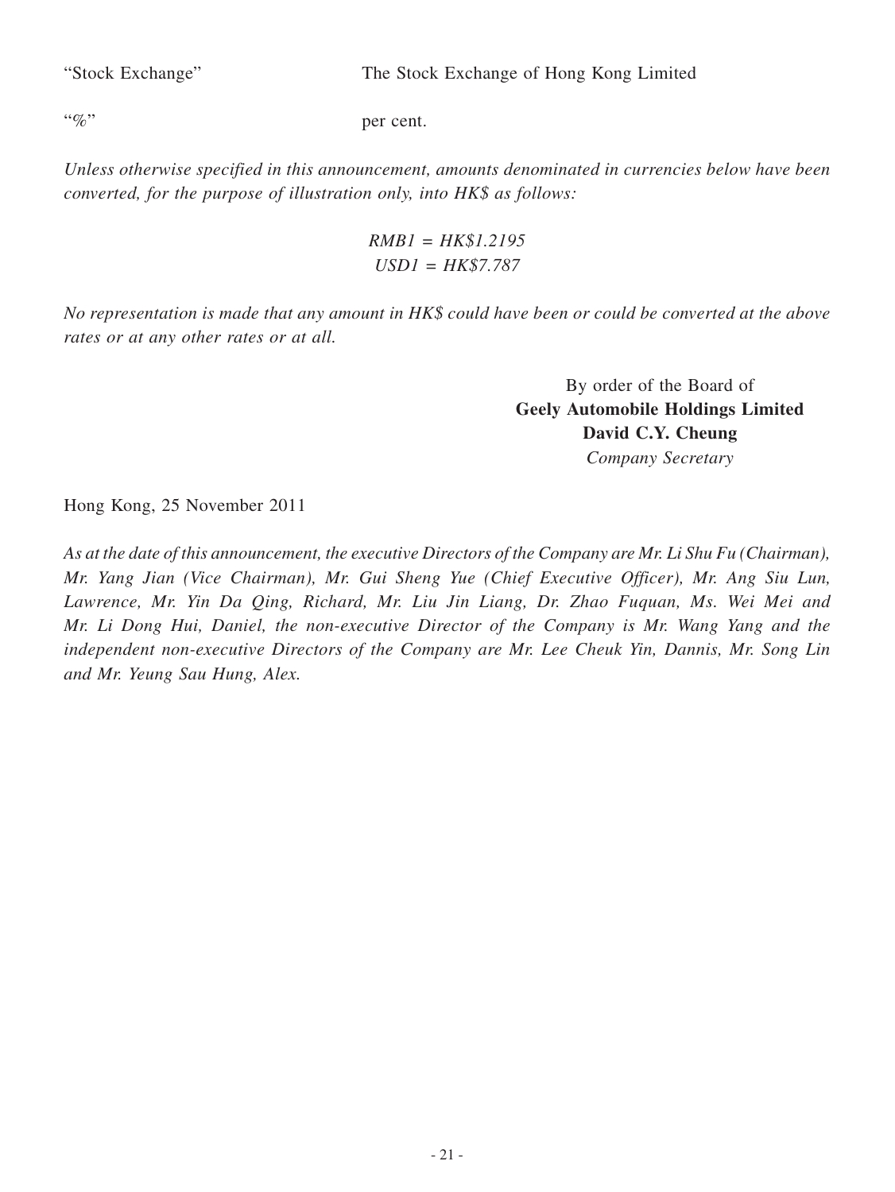| | |
|---|---|
| "Stock Exchange" | The Stock Exchange of Hong Kong Limited |
| "%" | per cent. |

*Unless otherwise specified in this announcement, amounts denominated in currencies below have been converted, for the purpose of illustration only, into HK$ as follows:*

*RMB1 = HK$1.2195*
*USD1 = HK$7.787*

*No representation is made that any amount in HK$ could have been or could be converted at the above rates or at any other rates or at all.*

By order of the Board of
**Geely Automobile Holdings Limited**
**David C.Y. Cheung**
*Company Secretary*

Hong Kong, 25 November 2011

*As at the date of this announcement, the executive Directors of the Company are Mr. Li Shu Fu (Chairman), Mr. Yang Jian (Vice Chairman), Mr. Gui Sheng Yue (Chief Executive Officer), Mr. Ang Siu Lun, Lawrence, Mr. Yin Da Qing, Richard, Mr. Liu Jin Liang, Dr. Zhao Fuquan, Ms. Wei Mei and Mr. Li Dong Hui, Daniel, the non-executive Director of the Company is Mr. Wang Yang and the independent non-executive Directors of the Company are Mr. Lee Cheuk Yin, Dannis, Mr. Song Lin and Mr. Yeung Sau Hung, Alex.*